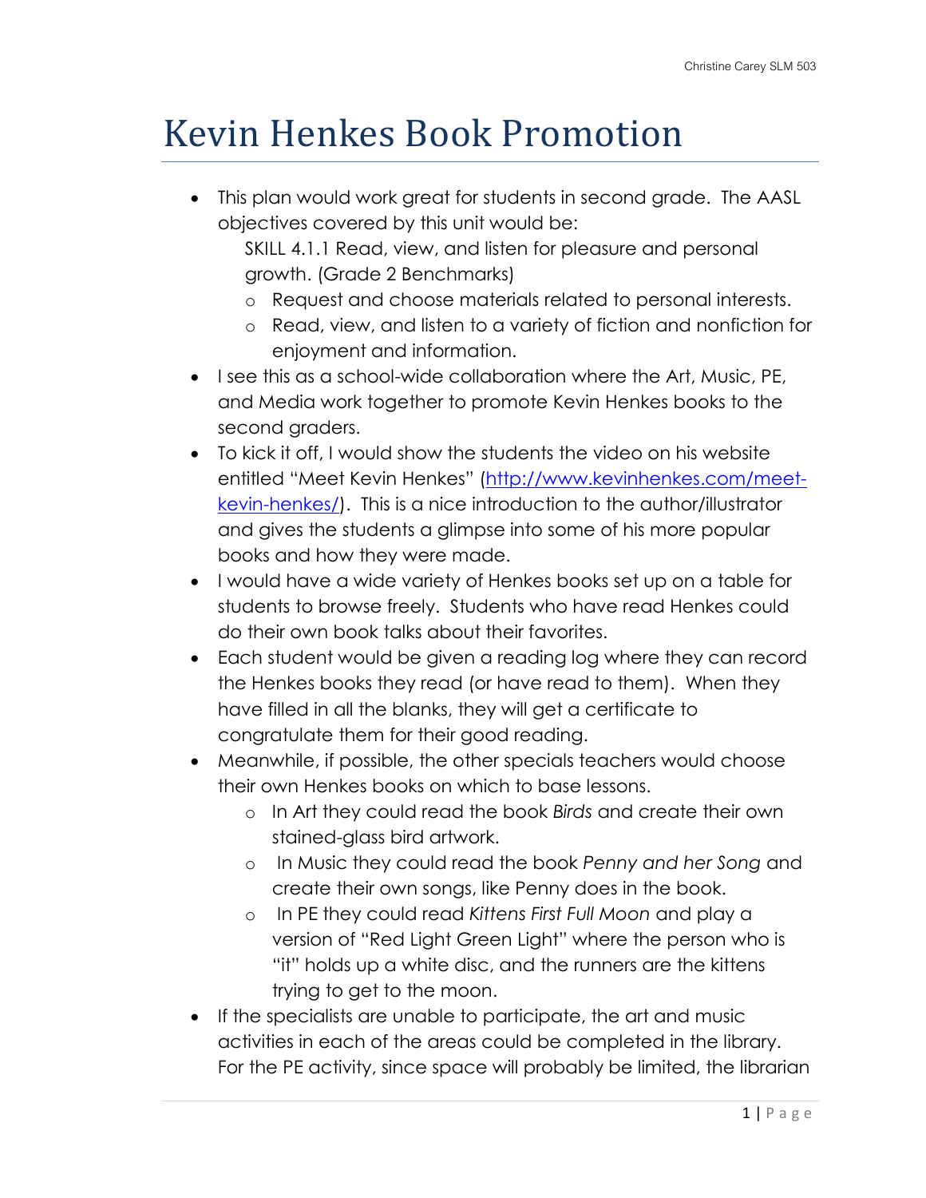# Kevin Henkes Book Promotion

- This plan would work great for students in second grade. The AASL objectives covered by this unit would be:
  SKILL 4.1.1 Read, view, and listen for pleasure and personal growth. (Grade 2 Benchmarks)
  - Request and choose materials related to personal interests.
  - Read, view, and listen to a variety of fiction and nonfiction for enjoyment and information.
- I see this as a school-wide collaboration where the Art, Music, PE, and Media work together to promote Kevin Henkes books to the second graders.
- To kick it off, I would show the students the video on his website entitled "Meet Kevin Henkes" (http://www.kevinhenkes.com/meet-kevin-henkes/). This is a nice introduction to the author/illustrator and gives the students a glimpse into some of his more popular books and how they were made.
- I would have a wide variety of Henkes books set up on a table for students to browse freely. Students who have read Henkes could do their own book talks about their favorites.
- Each student would be given a reading log where they can record the Henkes books they read (or have read to them). When they have filled in all the blanks, they will get a certificate to congratulate them for their good reading.
- Meanwhile, if possible, the other specials teachers would choose their own Henkes books on which to base lessons.
  - In Art they could read the book *Birds* and create their own stained-glass bird artwork.
  - In Music they could read the book *Penny and her Song* and create their own songs, like Penny does in the book.
  - In PE they could read *Kittens First Full Moon* and play a version of "Red Light Green Light" where the person who is "it" holds up a white disc, and the runners are the kittens trying to get to the moon.
- If the specialists are unable to participate, the art and music activities in each of the areas could be completed in the library. For the PE activity, since space will probably be limited, the librarian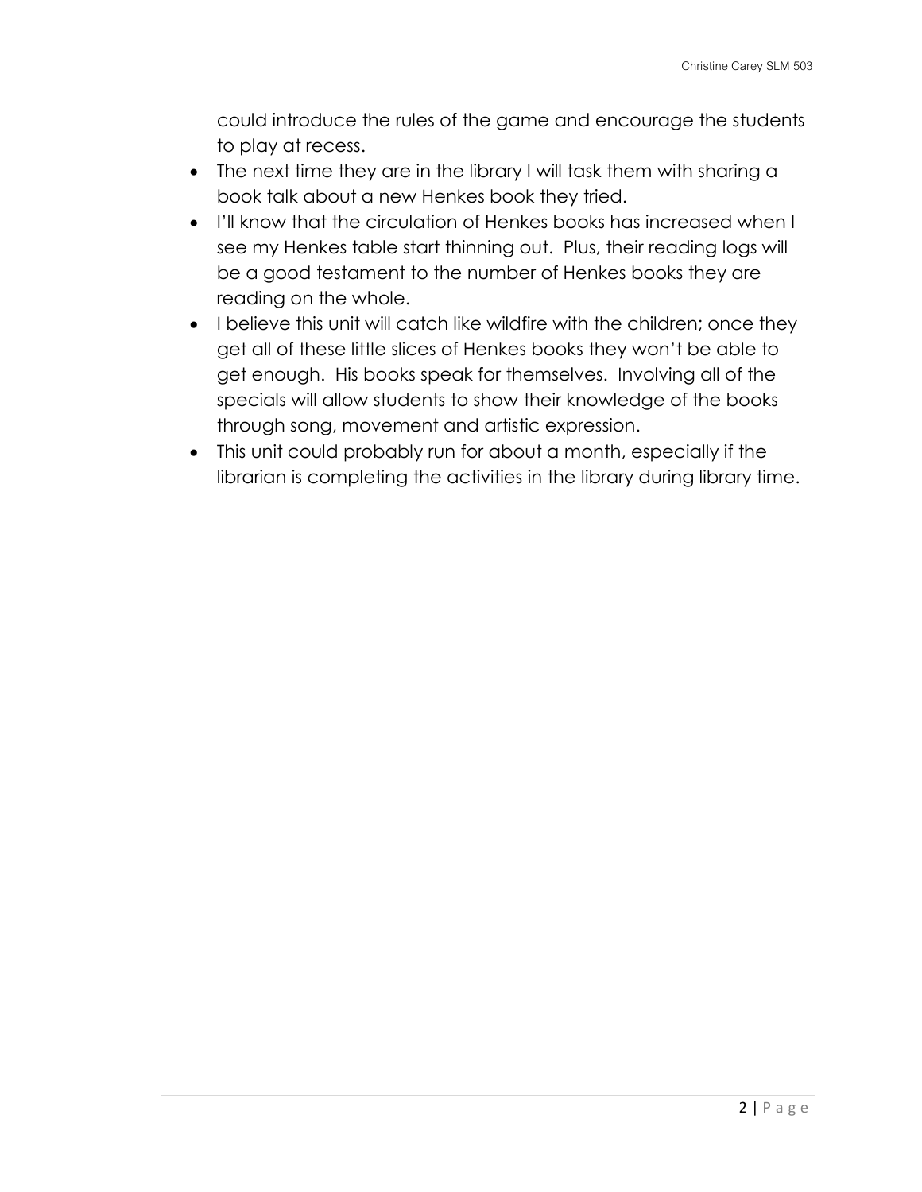could introduce the rules of the game and encourage the students to play at recess.

- The next time they are in the library I will task them with sharing a book talk about a new Henkes book they tried.
- I'll know that the circulation of Henkes books has increased when I see my Henkes table start thinning out. Plus, their reading logs will be a good testament to the number of Henkes books they are reading on the whole.
- I believe this unit will catch like wildfire with the children; once they get all of these little slices of Henkes books they won't be able to get enough. His books speak for themselves. Involving all of the specials will allow students to show their knowledge of the books through song, movement and artistic expression.
- This unit could probably run for about a month, especially if the librarian is completing the activities in the library during library time.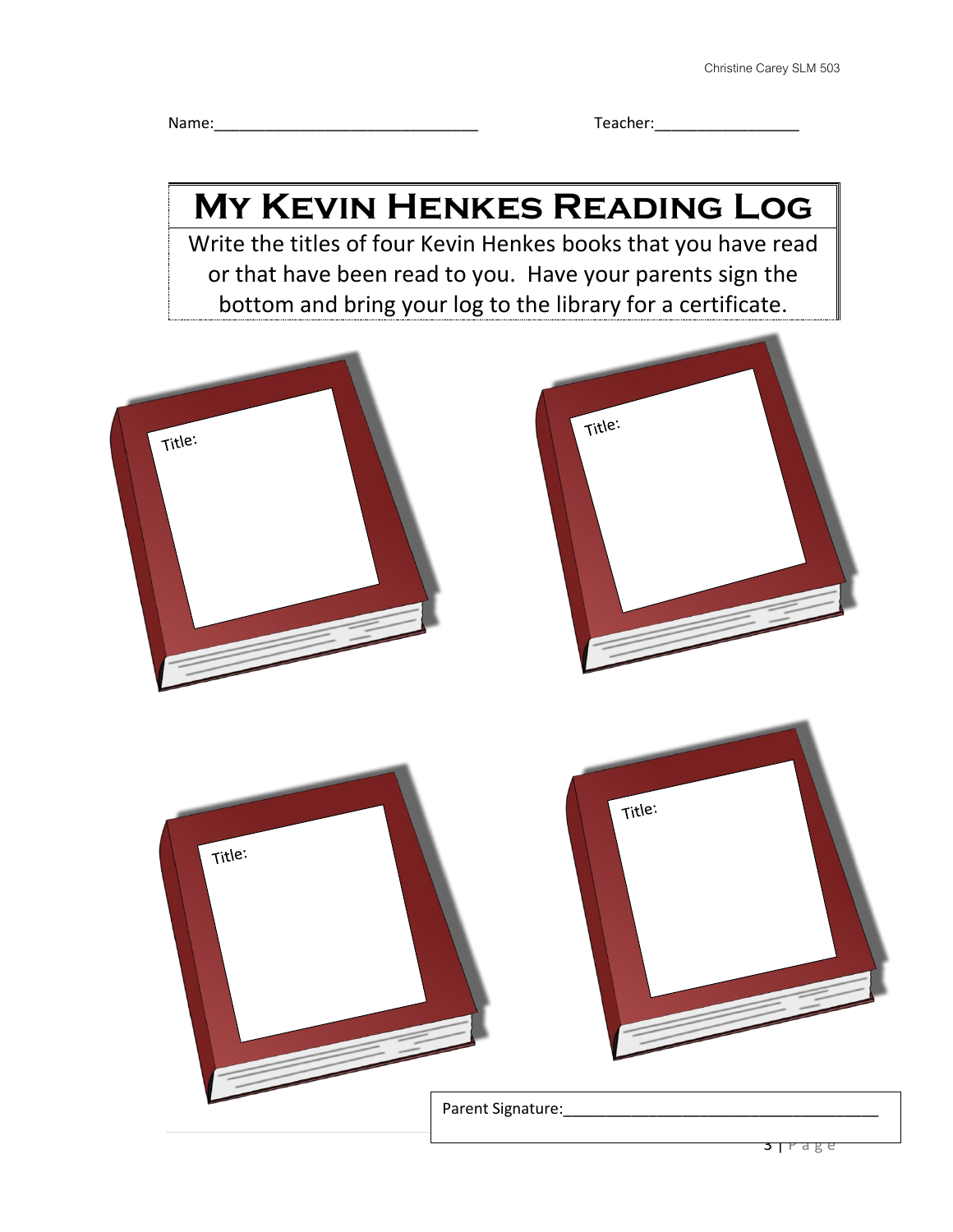Name:_______________________________ Teacher:________________

# My Kevin Henkes Reading Log

Write the titles of four Kevin Henkes books that you have read or that have been read to you. Have your parents sign the bottom and bring your log to the library for a certificate.

Title:

Title:

Title:

Title:

Parent Signature:______________________________________